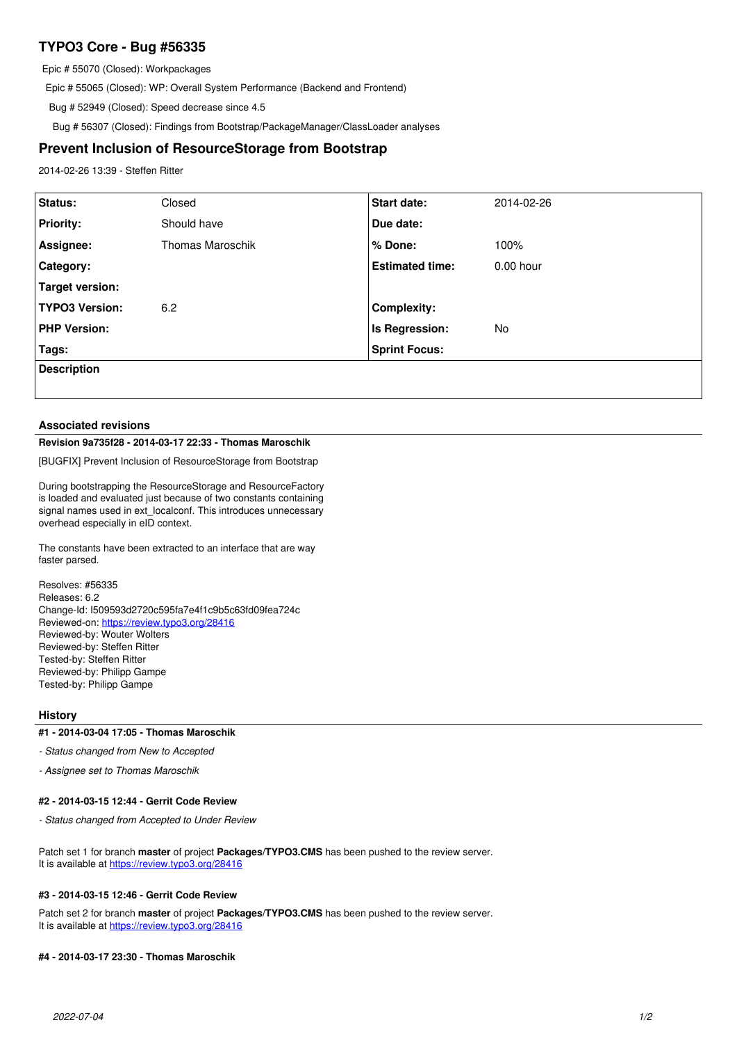# TYPO3 Core - Bug #56335

Epic # 55070 (Closed): Workpackages

Epic # 55065 (Closed): WP: Overall System Performance (Backend and Frontend)

Bug # 52949 (Closed): Speed decrease since 4.5

Bug # 56307 (Closed): Findings from Bootstrap/PackageManager/ClassLoader analyses

## Prevent Inclusion of ResourceStorage from Bootstrap

2014-02-26 13:39 - Steffen Ritter

| | | | |
|---|---|---|---|
| **Status:** | Closed | **Start date:** | 2014-02-26 |
| **Priority:** | Should have | **Due date:** | |
| **Assignee:** | Thomas Maroschik | **% Done:** | 100% |
| **Category:** | | **Estimated time:** | 0.00 hour |
| **Target version:** | | | |
| **TYPO3 Version:** | 6.2 | **Complexity:** | |
| **PHP Version:** | | **Is Regression:** | No |
| **Tags:** | | **Sprint Focus:** | |
| **Description** | | | |

### Associated revisions

**Revision 9a735f28 - 2014-03-17 22:33 - Thomas Maroschik**

[BUGFIX] Prevent Inclusion of ResourceStorage from Bootstrap

During bootstrapping the ResourceStorage and ResourceFactory is loaded and evaluated just because of two constants containing signal names used in ext_localconf. This introduces unnecessary overhead especially in eID context.

The constants have been extracted to an interface that are way faster parsed.

Resolves: #56335
Releases: 6.2
Change-Id: I509593d2720c595fa7e4f1c9b5c63fd09fea724c
Reviewed-on: https://review.typo3.org/28416
Reviewed-by: Wouter Wolters
Reviewed-by: Steffen Ritter
Tested-by: Steffen Ritter
Reviewed-by: Philipp Gampe
Tested-by: Philipp Gampe

### History

**#1 - 2014-03-04 17:05 - Thomas Maroschik**

*- Status changed from New to Accepted*

*- Assignee set to Thomas Maroschik*

**#2 - 2014-03-15 12:44 - Gerrit Code Review**

*- Status changed from Accepted to Under Review*

Patch set 1 for branch **master** of project **Packages/TYPO3.CMS** has been pushed to the review server.
It is available at https://review.typo3.org/28416

**#3 - 2014-03-15 12:46 - Gerrit Code Review**

Patch set 2 for branch **master** of project **Packages/TYPO3.CMS** has been pushed to the review server.
It is available at https://review.typo3.org/28416

**#4 - 2014-03-17 23:30 - Thomas Maroschik**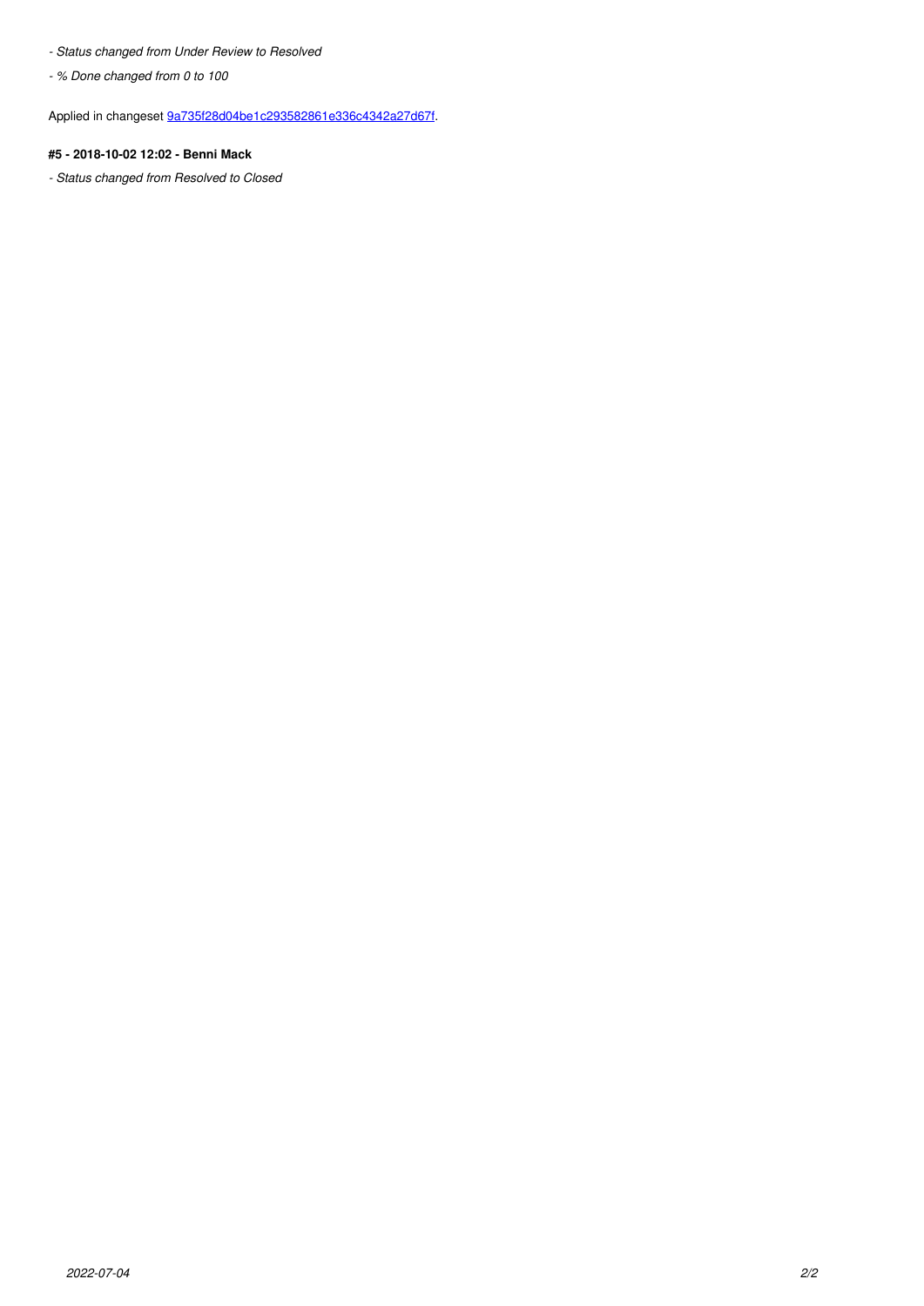*- Status changed from Under Review to Resolved*

*- % Done changed from 0 to 100*

Applied in changeset 9a735f28d04be1c293582861e336c4342a27d67f.

**#5 - 2018-10-02 12:02 - Benni Mack**

*- Status changed from Resolved to Closed*